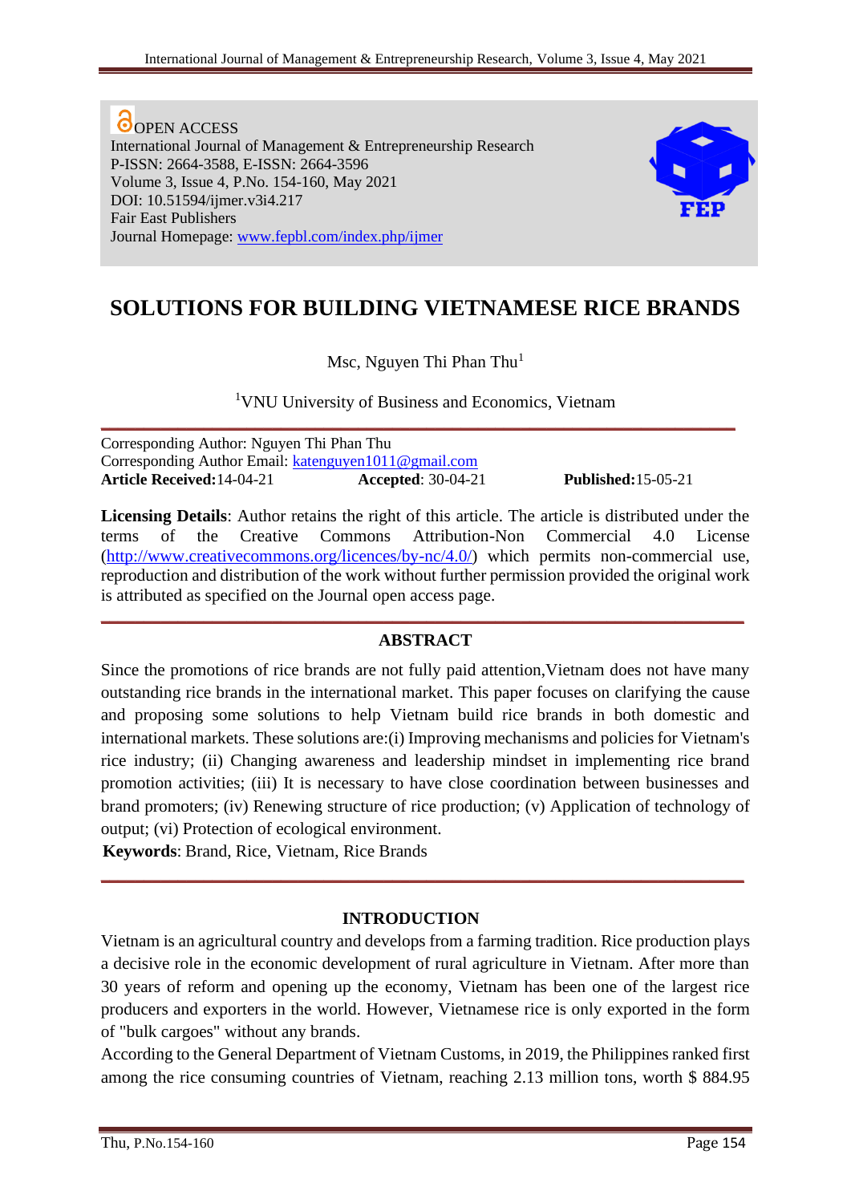OPEN ACCESS
International Journal of Management & Entrepreneurship Research
P-ISSN: 2664-3588, E-ISSN: 2664-3596
Volume 3, Issue 4, P.No. 154-160, May 2021
DOI: 10.51594/ijmer.v3i4.217
Fair East Publishers
Journal Homepage: [www.fepbl.com/index.php/ijmer](www.fepbl.com/index.php/ijmer)

# SOLUTIONS FOR BUILDING VIETNAMESE RICE BRANDS

Msc, Nguyen Thi Phan Thu[1]

[1]VNU University of Business and Economics, Vietnam

Corresponding Author: Nguyen Thi Phan Thu
Corresponding Author Email: [katenguyen1011@gmail.com](mailto:katenguyen1011@gmail.com)
**Article Received:** 14-04-21 **Accepted**: 30-04-21 **Published:** 15-05-21

**Licensing Details**: Author retains the right of this article. The article is distributed under the terms of the Creative Commons Attribution-Non Commercial 4.0 License ([http://www.creativecommons.org/licences/by-nc/4.0/](http://www.creativecommons.org/licences/by-nc/4.0/)) which permits non-commercial use, reproduction and distribution of the work without further permission provided the original work is attributed as specified on the Journal open access page.

## ABSTRACT

Since the promotions of rice brands are not fully paid attention,Vietnam does not have many outstanding rice brands in the international market. This paper focuses on clarifying the cause and proposing some solutions to help Vietnam build rice brands in both domestic and international markets. These solutions are:(i) Improving mechanisms and policies for Vietnam's rice industry; (ii) Changing awareness and leadership mindset in implementing rice brand promotion activities; (iii) It is necessary to have close coordination between businesses and brand promoters; (iv) Renewing structure of rice production; (v) Application of technology of output; (vi) Protection of ecological environment.

**Keywords**: Brand, Rice, Vietnam, Rice Brands

## INTRODUCTION

Vietnam is an agricultural country and develops from a farming tradition. Rice production plays a decisive role in the economic development of rural agriculture in Vietnam. After more than 30 years of reform and opening up the economy, Vietnam has been one of the largest rice producers and exporters in the world. However, Vietnamese rice is only exported in the form of "bulk cargoes" without any brands.

According to the General Department of Vietnam Customs, in 2019, the Philippines ranked first among the rice consuming countries of Vietnam, reaching 2.13 million tons, worth $ 884.95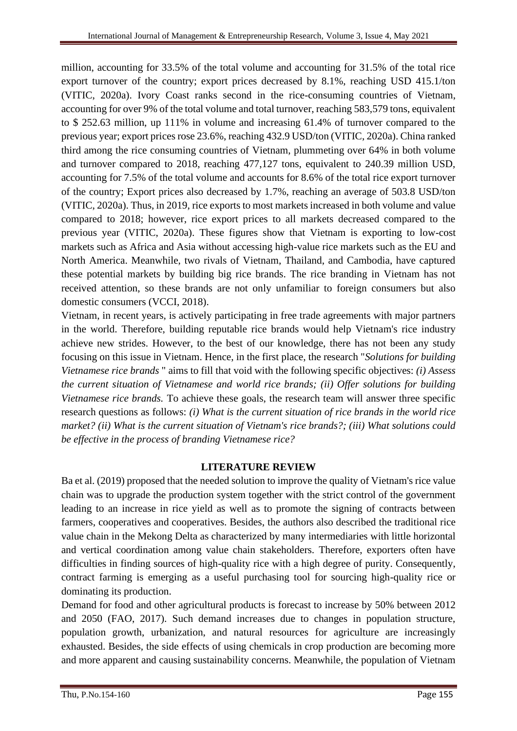million, accounting for 33.5% of the total volume and accounting for 31.5% of the total rice export turnover of the country; export prices decreased by 8.1%, reaching USD 415.1/ton (VITIC, 2020a). Ivory Coast ranks second in the rice-consuming countries of Vietnam, accounting for over 9% of the total volume and total turnover, reaching 583,579 tons, equivalent to $ 252.63 million, up 111% in volume and increasing 61.4% of turnover compared to the previous year; export prices rose 23.6%, reaching 432.9 USD/ton (VITIC, 2020a). China ranked third among the rice consuming countries of Vietnam, plummeting over 64% in both volume and turnover compared to 2018, reaching 477,127 tons, equivalent to 240.39 million USD, accounting for 7.5% of the total volume and accounts for 8.6% of the total rice export turnover of the country; Export prices also decreased by 1.7%, reaching an average of 503.8 USD/ton (VITIC, 2020a). Thus, in 2019, rice exports to most markets increased in both volume and value compared to 2018; however, rice export prices to all markets decreased compared to the previous year (VITIC, 2020a). These figures show that Vietnam is exporting to low-cost markets such as Africa and Asia without accessing high-value rice markets such as the EU and North America. Meanwhile, two rivals of Vietnam, Thailand, and Cambodia, have captured these potential markets by building big rice brands. The rice branding in Vietnam has not received attention, so these brands are not only unfamiliar to foreign consumers but also domestic consumers (VCCI, 2018).

Vietnam, in recent years, is actively participating in free trade agreements with major partners in the world. Therefore, building reputable rice brands would help Vietnam's rice industry achieve new strides. However, to the best of our knowledge, there has not been any study focusing on this issue in Vietnam. Hence, in the first place, the research "*Solutions for building Vietnamese rice brands* " aims to fill that void with the following specific objectives: *(i) Assess the current situation of Vietnamese and world rice brands; (ii) Offer solutions for building Vietnamese rice brands.* To achieve these goals, the research team will answer three specific research questions as follows: *(i) What is the current situation of rice brands in the world rice market? (ii) What is the current situation of Vietnam's rice brands?; (iii) What solutions could be effective in the process of branding Vietnamese rice?*

## LITERATURE REVIEW

Ba et al. (2019) proposed that the needed solution to improve the quality of Vietnam's rice value chain was to upgrade the production system together with the strict control of the government leading to an increase in rice yield as well as to promote the signing of contracts between farmers, cooperatives and cooperatives. Besides, the authors also described the traditional rice value chain in the Mekong Delta as characterized by many intermediaries with little horizontal and vertical coordination among value chain stakeholders. Therefore, exporters often have difficulties in finding sources of high-quality rice with a high degree of purity. Consequently, contract farming is emerging as a useful purchasing tool for sourcing high-quality rice or dominating its production.

Demand for food and other agricultural products is forecast to increase by 50% between 2012 and 2050 (FAO, 2017). Such demand increases due to changes in population structure, population growth, urbanization, and natural resources for agriculture are increasingly exhausted. Besides, the side effects of using chemicals in crop production are becoming more and more apparent and causing sustainability concerns. Meanwhile, the population of Vietnam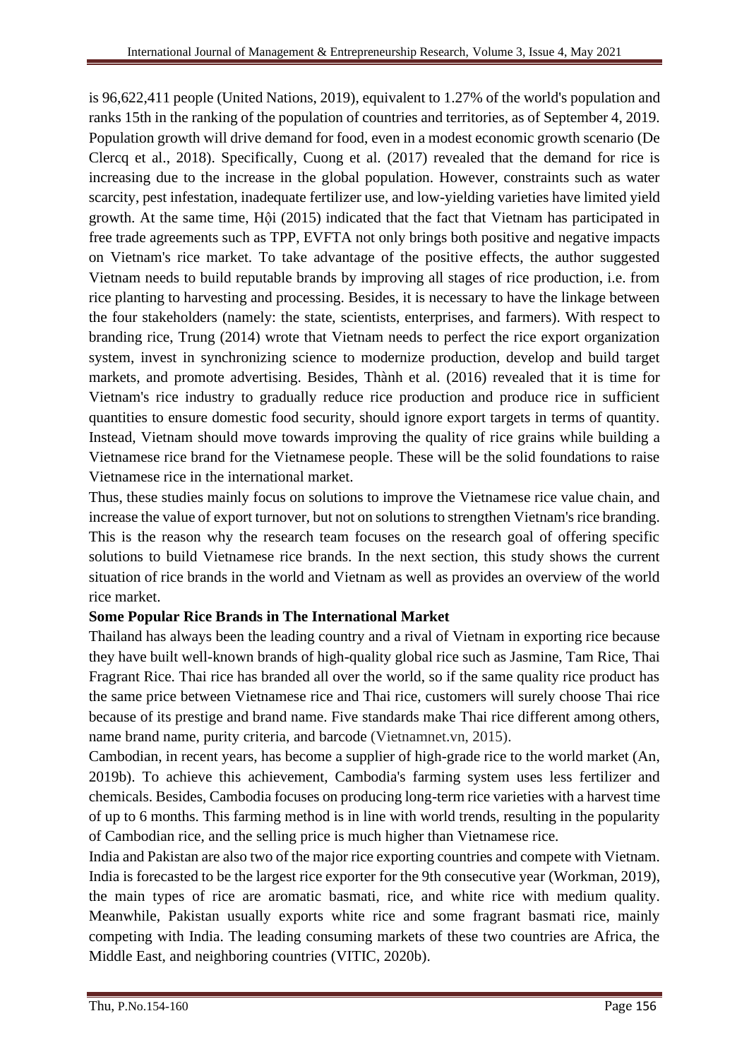is 96,622,411 people (United Nations, 2019), equivalent to 1.27% of the world's population and ranks 15th in the ranking of the population of countries and territories, as of September 4, 2019. Population growth will drive demand for food, even in a modest economic growth scenario (De Clercq et al., 2018). Specifically, Cuong et al. (2017) revealed that the demand for rice is increasing due to the increase in the global population. However, constraints such as water scarcity, pest infestation, inadequate fertilizer use, and low-yielding varieties have limited yield growth. At the same time, Hội (2015) indicated that the fact that Vietnam has participated in free trade agreements such as TPP, EVFTA not only brings both positive and negative impacts on Vietnam's rice market. To take advantage of the positive effects, the author suggested Vietnam needs to build reputable brands by improving all stages of rice production, i.e. from rice planting to harvesting and processing. Besides, it is necessary to have the linkage between the four stakeholders (namely: the state, scientists, enterprises, and farmers). With respect to branding rice, Trung (2014) wrote that Vietnam needs to perfect the rice export organization system, invest in synchronizing science to modernize production, develop and build target markets, and promote advertising. Besides, Thành et al. (2016) revealed that it is time for Vietnam's rice industry to gradually reduce rice production and produce rice in sufficient quantities to ensure domestic food security, should ignore export targets in terms of quantity. Instead, Vietnam should move towards improving the quality of rice grains while building a Vietnamese rice brand for the Vietnamese people. These will be the solid foundations to raise Vietnamese rice in the international market.

Thus, these studies mainly focus on solutions to improve the Vietnamese rice value chain, and increase the value of export turnover, but not on solutions to strengthen Vietnam's rice branding. This is the reason why the research team focuses on the research goal of offering specific solutions to build Vietnamese rice brands. In the next section, this study shows the current situation of rice brands in the world and Vietnam as well as provides an overview of the world rice market.

**Some Popular Rice Brands in The International Market**

Thailand has always been the leading country and a rival of Vietnam in exporting rice because they have built well-known brands of high-quality global rice such as Jasmine, Tam Rice, Thai Fragrant Rice. Thai rice has branded all over the world, so if the same quality rice product has the same price between Vietnamese rice and Thai rice, customers will surely choose Thai rice because of its prestige and brand name. Five standards make Thai rice different among others, name brand name, purity criteria, and barcode (Vietnamnet.vn, 2015).

Cambodian, in recent years, has become a supplier of high-grade rice to the world market (An, 2019b). To achieve this achievement, Cambodia's farming system uses less fertilizer and chemicals. Besides, Cambodia focuses on producing long-term rice varieties with a harvest time of up to 6 months. This farming method is in line with world trends, resulting in the popularity of Cambodian rice, and the selling price is much higher than Vietnamese rice.

India and Pakistan are also two of the major rice exporting countries and compete with Vietnam. India is forecasted to be the largest rice exporter for the 9th consecutive year (Workman, 2019), the main types of rice are aromatic basmati, rice, and white rice with medium quality. Meanwhile, Pakistan usually exports white rice and some fragrant basmati rice, mainly competing with India. The leading consuming markets of these two countries are Africa, the Middle East, and neighboring countries (VITIC, 2020b).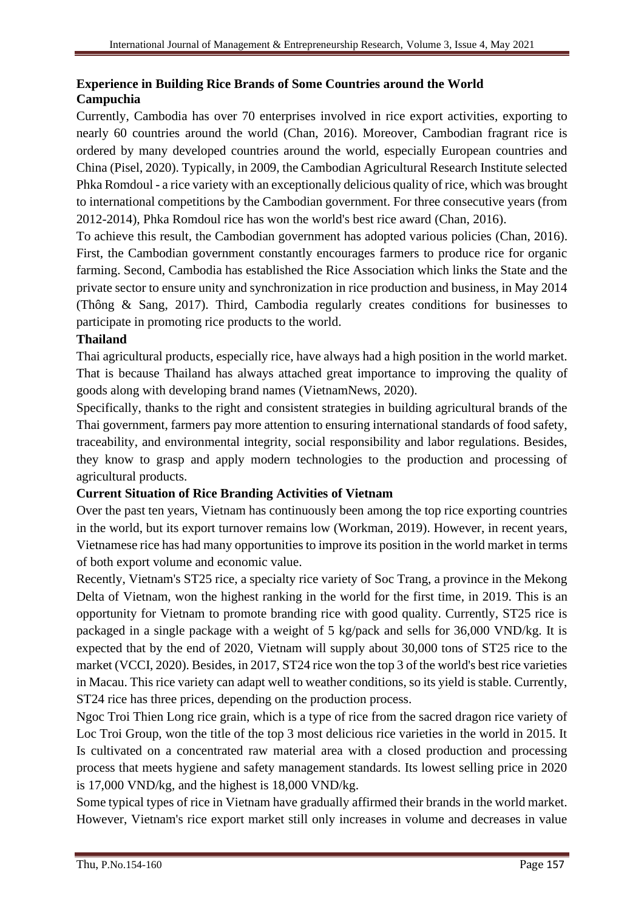## Experience in Building Rice Brands of Some Countries around the World

### Campuchia

Currently, Cambodia has over 70 enterprises involved in rice export activities, exporting to nearly 60 countries around the world (Chan, 2016). Moreover, Cambodian fragrant rice is ordered by many developed countries around the world, especially European countries and China (Pisel, 2020). Typically, in 2009, the Cambodian Agricultural Research Institute selected Phka Romdoul - a rice variety with an exceptionally delicious quality of rice, which was brought to international competitions by the Cambodian government. For three consecutive years (from 2012-2014), Phka Romdoul rice has won the world's best rice award (Chan, 2016).

To achieve this result, the Cambodian government has adopted various policies (Chan, 2016). First, the Cambodian government constantly encourages farmers to produce rice for organic farming. Second, Cambodia has established the Rice Association which links the State and the private sector to ensure unity and synchronization in rice production and business, in May 2014 (Thông & Sang, 2017). Third, Cambodia regularly creates conditions for businesses to participate in promoting rice products to the world.

### Thailand

Thai agricultural products, especially rice, have always had a high position in the world market. That is because Thailand has always attached great importance to improving the quality of goods along with developing brand names (VietnamNews, 2020).

Specifically, thanks to the right and consistent strategies in building agricultural brands of the Thai government, farmers pay more attention to ensuring international standards of food safety, traceability, and environmental integrity, social responsibility and labor regulations. Besides, they know to grasp and apply modern technologies to the production and processing of agricultural products.

## Current Situation of Rice Branding Activities of Vietnam

Over the past ten years, Vietnam has continuously been among the top rice exporting countries in the world, but its export turnover remains low (Workman, 2019). However, in recent years, Vietnamese rice has had many opportunities to improve its position in the world market in terms of both export volume and economic value.

Recently, Vietnam's ST25 rice, a specialty rice variety of Soc Trang, a province in the Mekong Delta of Vietnam, won the highest ranking in the world for the first time, in 2019. This is an opportunity for Vietnam to promote branding rice with good quality. Currently, ST25 rice is packaged in a single package with a weight of 5 kg/pack and sells for 36,000 VND/kg. It is expected that by the end of 2020, Vietnam will supply about 30,000 tons of ST25 rice to the market (VCCI, 2020). Besides, in 2017, ST24 rice won the top 3 of the world's best rice varieties in Macau. This rice variety can adapt well to weather conditions, so its yield is stable. Currently, ST24 rice has three prices, depending on the production process.

Ngoc Troi Thien Long rice grain, which is a type of rice from the sacred dragon rice variety of Loc Troi Group, won the title of the top 3 most delicious rice varieties in the world in 2015. It Is cultivated on a concentrated raw material area with a closed production and processing process that meets hygiene and safety management standards. Its lowest selling price in 2020 is 17,000 VND/kg, and the highest is 18,000 VND/kg.

Some typical types of rice in Vietnam have gradually affirmed their brands in the world market. However, Vietnam's rice export market still only increases in volume and decreases in value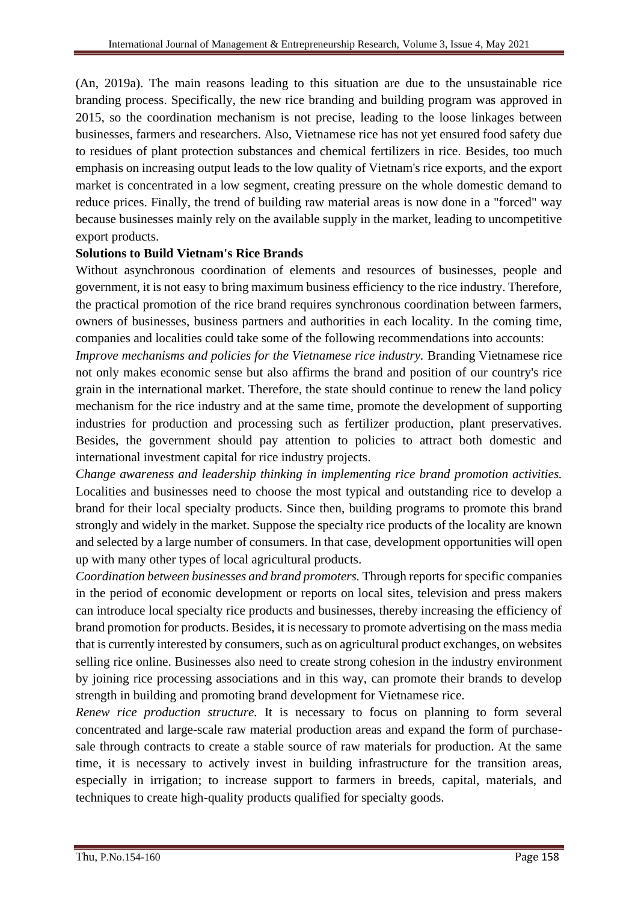(An, 2019a). The main reasons leading to this situation are due to the unsustainable rice branding process. Specifically, the new rice branding and building program was approved in 2015, so the coordination mechanism is not precise, leading to the loose linkages between businesses, farmers and researchers. Also, Vietnamese rice has not yet ensured food safety due to residues of plant protection substances and chemical fertilizers in rice. Besides, too much emphasis on increasing output leads to the low quality of Vietnam's rice exports, and the export market is concentrated in a low segment, creating pressure on the whole domestic demand to reduce prices. Finally, the trend of building raw material areas is now done in a "forced" way because businesses mainly rely on the available supply in the market, leading to uncompetitive export products.

**Solutions to Build Vietnam's Rice Brands**

Without asynchronous coordination of elements and resources of businesses, people and government, it is not easy to bring maximum business efficiency to the rice industry. Therefore, the practical promotion of the rice brand requires synchronous coordination between farmers, owners of businesses, business partners and authorities in each locality. In the coming time, companies and localities could take some of the following recommendations into accounts:

*Improve mechanisms and policies for the Vietnamese rice industry.* Branding Vietnamese rice not only makes economic sense but also affirms the brand and position of our country's rice grain in the international market. Therefore, the state should continue to renew the land policy mechanism for the rice industry and at the same time, promote the development of supporting industries for production and processing such as fertilizer production, plant preservatives. Besides, the government should pay attention to policies to attract both domestic and international investment capital for rice industry projects.

*Change awareness and leadership thinking in implementing rice brand promotion activities.* Localities and businesses need to choose the most typical and outstanding rice to develop a brand for their local specialty products. Since then, building programs to promote this brand strongly and widely in the market. Suppose the specialty rice products of the locality are known and selected by a large number of consumers. In that case, development opportunities will open up with many other types of local agricultural products.

*Coordination between businesses and brand promoters.* Through reports for specific companies in the period of economic development or reports on local sites, television and press makers can introduce local specialty rice products and businesses, thereby increasing the efficiency of brand promotion for products. Besides, it is necessary to promote advertising on the mass media that is currently interested by consumers, such as on agricultural product exchanges, on websites selling rice online. Businesses also need to create strong cohesion in the industry environment by joining rice processing associations and in this way, can promote their brands to develop strength in building and promoting brand development for Vietnamese rice.

*Renew rice production structure.* It is necessary to focus on planning to form several concentrated and large-scale raw material production areas and expand the form of purchase-sale through contracts to create a stable source of raw materials for production. At the same time, it is necessary to actively invest in building infrastructure for the transition areas, especially in irrigation; to increase support to farmers in breeds, capital, materials, and techniques to create high-quality products qualified for specialty goods.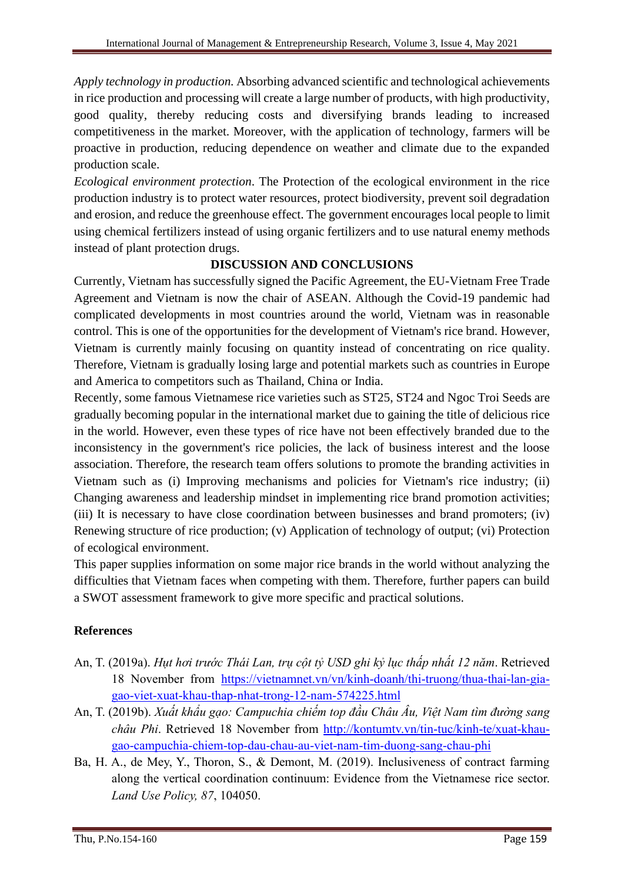*Apply technology in production.* Absorbing advanced scientific and technological achievements in rice production and processing will create a large number of products, with high productivity, good quality, thereby reducing costs and diversifying brands leading to increased competitiveness in the market. Moreover, with the application of technology, farmers will be proactive in production, reducing dependence on weather and climate due to the expanded production scale.

*Ecological environment protection*. The Protection of the ecological environment in the rice production industry is to protect water resources, protect biodiversity, prevent soil degradation and erosion, and reduce the greenhouse effect. The government encourages local people to limit using chemical fertilizers instead of using organic fertilizers and to use natural enemy methods instead of plant protection drugs.

## DISCUSSION AND CONCLUSIONS

Currently, Vietnam has successfully signed the Pacific Agreement, the EU-Vietnam Free Trade Agreement and Vietnam is now the chair of ASEAN. Although the Covid-19 pandemic had complicated developments in most countries around the world, Vietnam was in reasonable control. This is one of the opportunities for the development of Vietnam's rice brand. However, Vietnam is currently mainly focusing on quantity instead of concentrating on rice quality. Therefore, Vietnam is gradually losing large and potential markets such as countries in Europe and America to competitors such as Thailand, China or India.

Recently, some famous Vietnamese rice varieties such as ST25, ST24 and Ngoc Troi Seeds are gradually becoming popular in the international market due to gaining the title of delicious rice in the world. However, even these types of rice have not been effectively branded due to the inconsistency in the government's rice policies, the lack of business interest and the loose association. Therefore, the research team offers solutions to promote the branding activities in Vietnam such as (i) Improving mechanisms and policies for Vietnam's rice industry; (ii) Changing awareness and leadership mindset in implementing rice brand promotion activities; (iii) It is necessary to have close coordination between businesses and brand promoters; (iv) Renewing structure of rice production; (v) Application of technology of output; (vi) Protection of ecological environment.

This paper supplies information on some major rice brands in the world without analyzing the difficulties that Vietnam faces when competing with them. Therefore, further papers can build a SWOT assessment framework to give more specific and practical solutions.

## References

An, T. (2019a). *Hụt hơi trước Thái Lan, trụ cột tỷ USD ghi kỷ lục thấp nhất 12 năm*. Retrieved 18 November from https://vietnamnet.vn/vn/kinh-doanh/thi-truong/thua-thai-lan-gia-gao-viet-xuat-khau-thap-nhat-trong-12-nam-574225.html

An, T. (2019b). *Xuất khẩu gạo: Campuchia chiếm top đầu Châu Âu, Việt Nam tìm đường sang châu Phi*. Retrieved 18 November from http://kontumtv.vn/tin-tuc/kinh-te/xuat-khau-gao-campuchia-chiem-top-dau-chau-au-viet-nam-tim-duong-sang-chau-phi

Ba, H. A., de Mey, Y., Thoron, S., & Demont, M. (2019). Inclusiveness of contract farming along the vertical coordination continuum: Evidence from the Vietnamese rice sector. *Land Use Policy, 87*, 104050.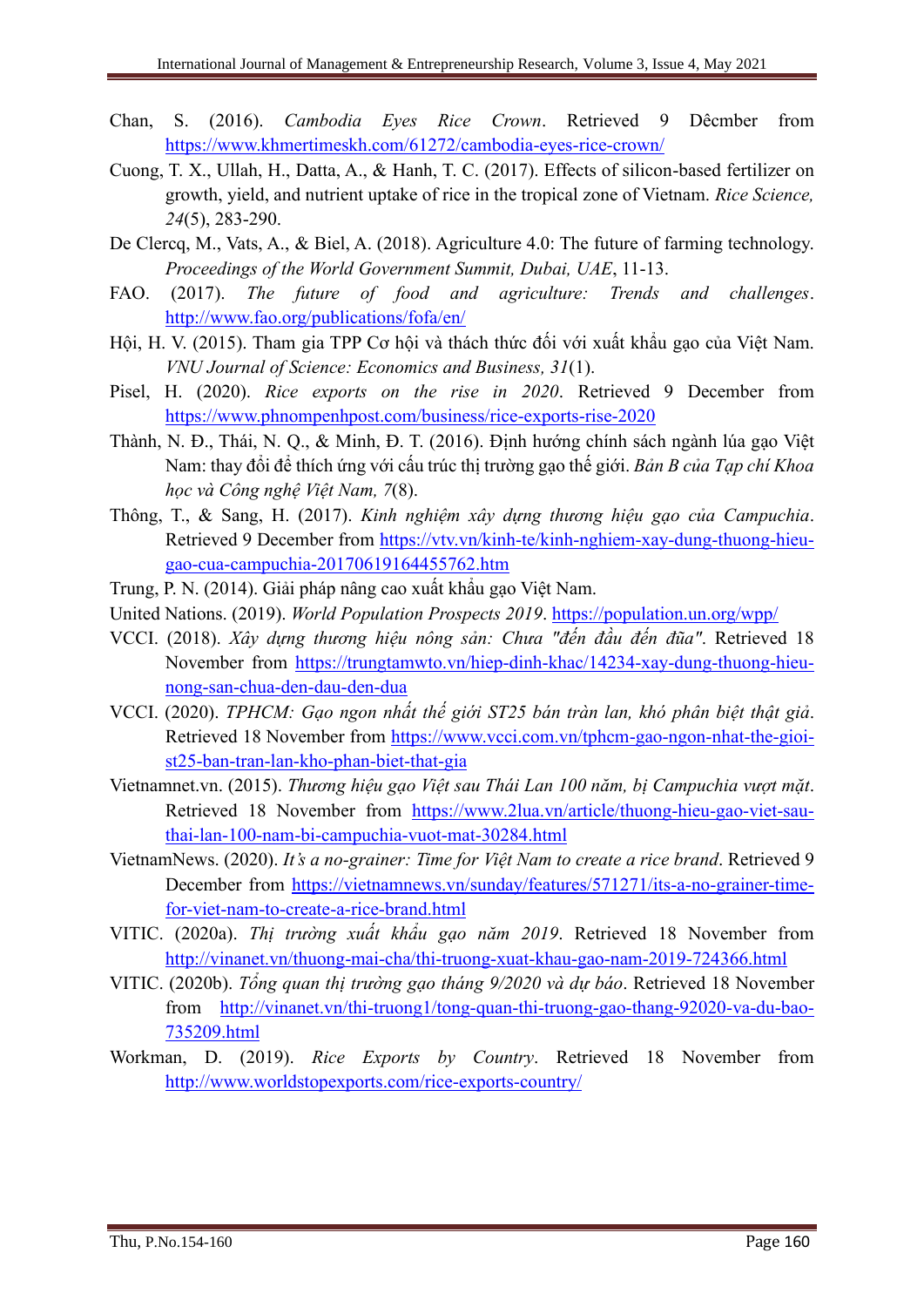Chan, S. (2016). *Cambodia Eyes Rice Crown*. Retrieved 9 Dêcmber from https://www.khmertimeskh.com/61272/cambodia-eyes-rice-crown/

Cuong, T. X., Ullah, H., Datta, A., & Hanh, T. C. (2017). Effects of silicon-based fertilizer on growth, yield, and nutrient uptake of rice in the tropical zone of Vietnam. *Rice Science, 24*(5), 283-290.

De Clercq, M., Vats, A., & Biel, A. (2018). Agriculture 4.0: The future of farming technology. *Proceedings of the World Government Summit, Dubai, UAE*, 11-13.

FAO. (2017). *The future of food and agriculture: Trends and challenges*. http://www.fao.org/publications/fofa/en/

Hội, H. V. (2015). Tham gia TPP Cơ hội và thách thức đối với xuất khẩu gạo của Việt Nam. *VNU Journal of Science: Economics and Business, 31*(1).

Pisel, H. (2020). *Rice exports on the rise in 2020*. Retrieved 9 December from https://www.phnompenhpost.com/business/rice-exports-rise-2020

Thành, N. Đ., Thái, N. Q., & Minh, Đ. T. (2016). Định hướng chính sách ngành lúa gạo Việt Nam: thay đổi để thích ứng với cấu trúc thị trường gạo thế giới. *Bản B của Tạp chí Khoa học và Công nghệ Việt Nam, 7*(8).

Thông, T., & Sang, H. (2017). *Kinh nghiệm xây dựng thương hiệu gạo của Campuchia*. Retrieved 9 December from https://vtv.vn/kinh-te/kinh-nghiem-xay-dung-thuong-hieu-gao-cua-campuchia-20170619164455762.htm

Trung, P. N. (2014). Giải pháp nâng cao xuất khẩu gạo Việt Nam.

United Nations. (2019). *World Population Prospects 2019*. https://population.un.org/wpp/

VCCI. (2018). *Xây dựng thương hiệu nông sản: Chưa "đến đầu đến đũa"*. Retrieved 18 November from https://trungtamwto.vn/hiep-dinh-khac/14234-xay-dung-thuong-hieu-nong-san-chua-den-dau-den-dua

VCCI. (2020). *TPHCM: Gạo ngon nhất thế giới ST25 bán tràn lan, khó phân biệt thật giả*. Retrieved 18 November from https://www.vcci.com.vn/tphcm-gao-ngon-nhat-the-gioi-st25-ban-tran-lan-kho-phan-biet-that-gia

Vietnamnet.vn. (2015). *Thương hiệu gạo Việt sau Thái Lan 100 năm, bị Campuchia vượt mặt*. Retrieved 18 November from https://www.2lua.vn/article/thuong-hieu-gao-viet-sau-thai-lan-100-nam-bi-campuchia-vuot-mat-30284.html

VietnamNews. (2020). *It's a no-grainer: Time for Việt Nam to create a rice brand*. Retrieved 9 December from https://vietnamnews.vn/sunday/features/571271/its-a-no-grainer-time-for-viet-nam-to-create-a-rice-brand.html

VITIC. (2020a). *Thị trường xuất khẩu gạo năm 2019*. Retrieved 18 November from http://vinanet.vn/thuong-mai-cha/thi-truong-xuat-khau-gao-nam-2019-724366.html

VITIC. (2020b). *Tổng quan thị trường gạo tháng 9/2020 và dự báo*. Retrieved 18 November from http://vinanet.vn/thi-truong1/tong-quan-thi-truong-gao-thang-92020-va-du-bao-735209.html

Workman, D. (2019). *Rice Exports by Country*. Retrieved 18 November from http://www.worldstopexports.com/rice-exports-country/